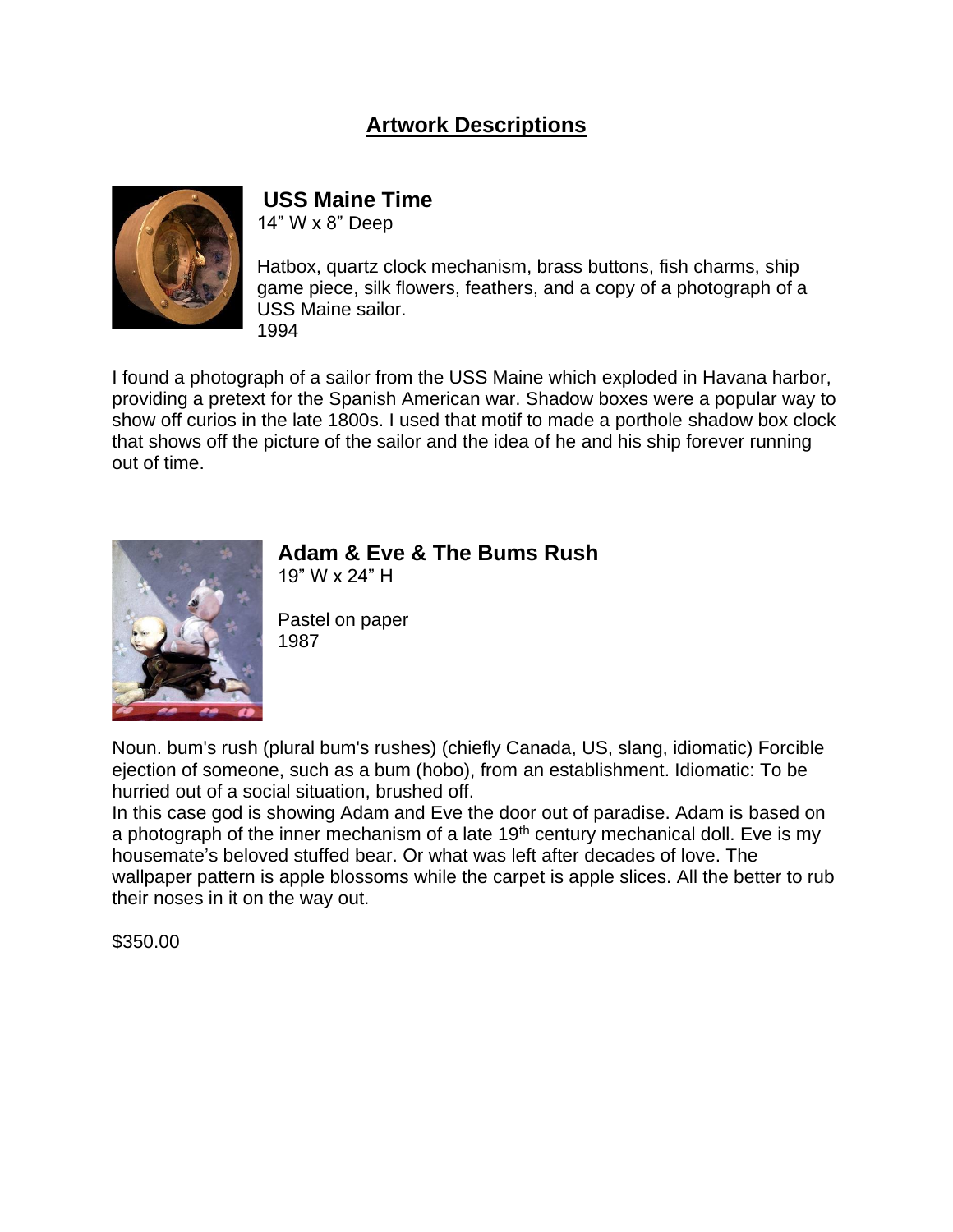# Artwork Descriptions

## USS Maine Time

14” W x 8” Deep

Hatbox, quartz clock mechanism, brass buttons, fish charms, ship game piece, silk flowers, feathers, and a copy of a photograph of a USS Maine sailor.
1994

I found a photograph of a sailor from the USS Maine which exploded in Havana harbor, providing a pretext for the Spanish American war. Shadow boxes were a popular way to show off curios in the late 1800s. I used that motif to made a porthole shadow box clock that shows off the picture of the sailor and the idea of he and his ship forever running out of time.

## Adam & Eve & The Bums Rush

19” W x 24” H

Pastel on paper
1987

Noun. bum's rush (plural bum's rushes) (chiefly Canada, US, slang, idiomatic) Forcible ejection of someone, such as a bum (hobo), from an establishment. Idiomatic: To be hurried out of a social situation, brushed off.
In this case god is showing Adam and Eve the door out of paradise. Adam is based on a photograph of the inner mechanism of a late 19th century mechanical doll. Eve is my housemate’s beloved stuffed bear. Or what was left after decades of love. The wallpaper pattern is apple blossoms while the carpet is apple slices. All the better to rub their noses in it on the way out.

$350.00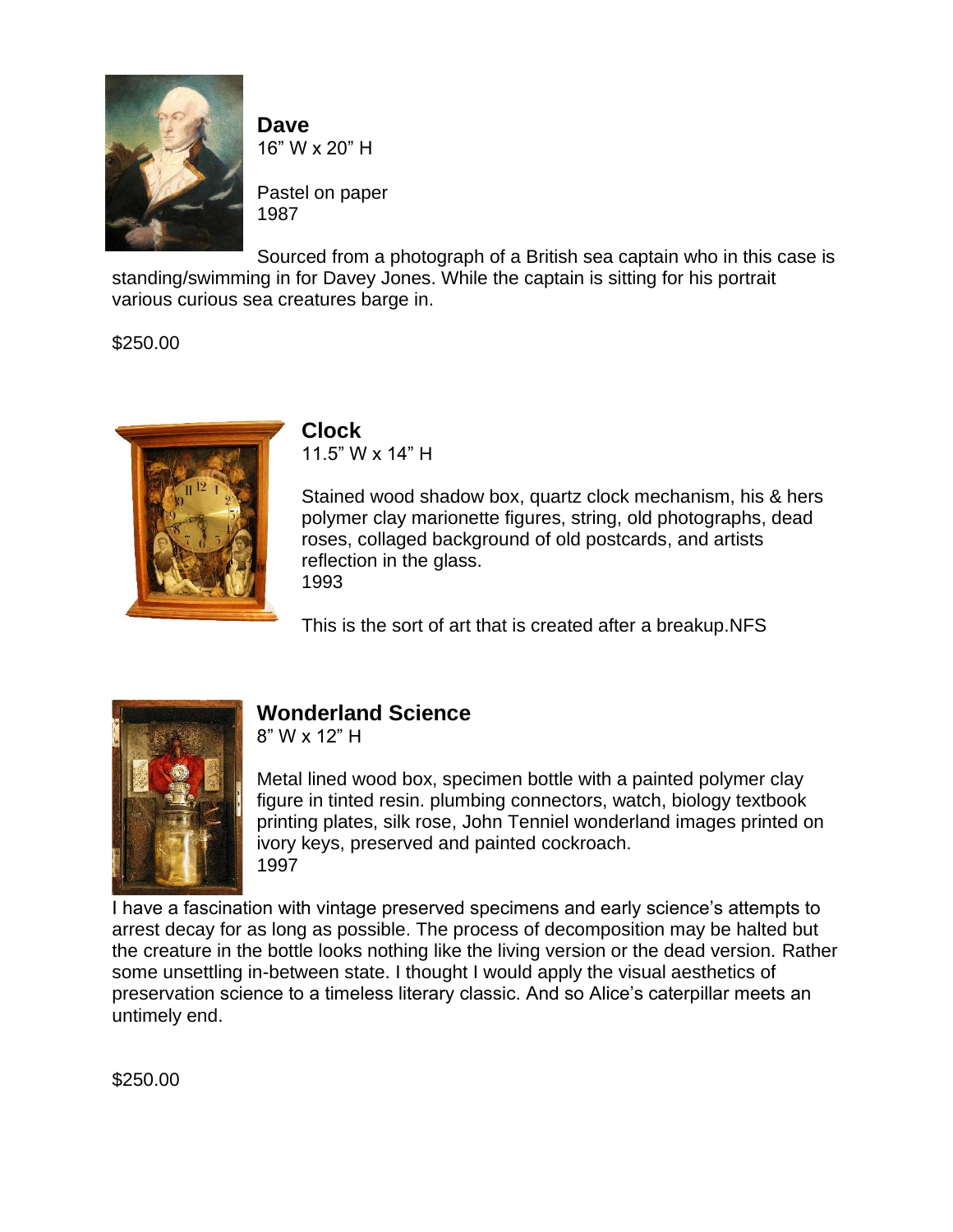**Dave**
16” W x 20” H

Pastel on paper
1987

Sourced from a photograph of a British sea captain who in this case is standing/swimming in for Davey Jones. While the captain is sitting for his portrait various curious sea creatures barge in.

$250.00

**Clock**
11.5” W x 14” H

Stained wood shadow box, quartz clock mechanism, his & hers polymer clay marionette figures, string, old photographs, dead roses, collaged background of old postcards, and artists reflection in the glass.
1993

This is the sort of art that is created after a breakup.NFS

**Wonderland Science**
8” W x 12” H

Metal lined wood box, specimen bottle with a painted polymer clay figure in tinted resin. plumbing connectors, watch, biology textbook printing plates, silk rose, John Tenniel wonderland images printed on ivory keys, preserved and painted cockroach.
1997

I have a fascination with vintage preserved specimens and early science’s attempts to arrest decay for as long as possible. The process of decomposition may be halted but the creature in the bottle looks nothing like the living version or the dead version. Rather some unsettling in-between state. I thought I would apply the visual aesthetics of preservation science to a timeless literary classic. And so Alice’s caterpillar meets an untimely end.

$250.00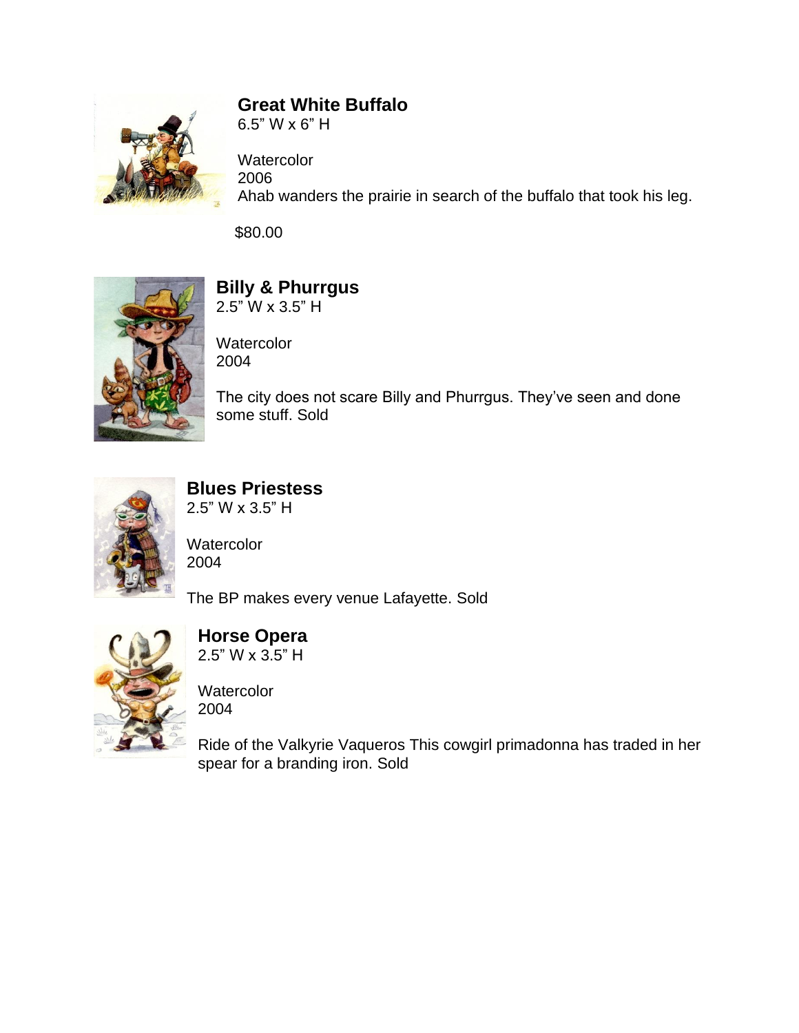**Great White Buffalo**
6.5” W x 6” H

Watercolor
2006
Ahab wanders the prairie in search of the buffalo that took his leg.

$80.00

**Billy & Phurrgus**
2.5” W x 3.5” H

Watercolor
2004

The city does not scare Billy and Phurrgus. They’ve seen and done some stuff. Sold

**Blues Priestess**
2.5” W x 3.5” H

Watercolor
2004

The BP makes every venue Lafayette. Sold

**Horse Opera**
2.5” W x 3.5” H

Watercolor
2004

Ride of the Valkyrie Vaqueros This cowgirl primadonna has traded in her spear for a branding iron. Sold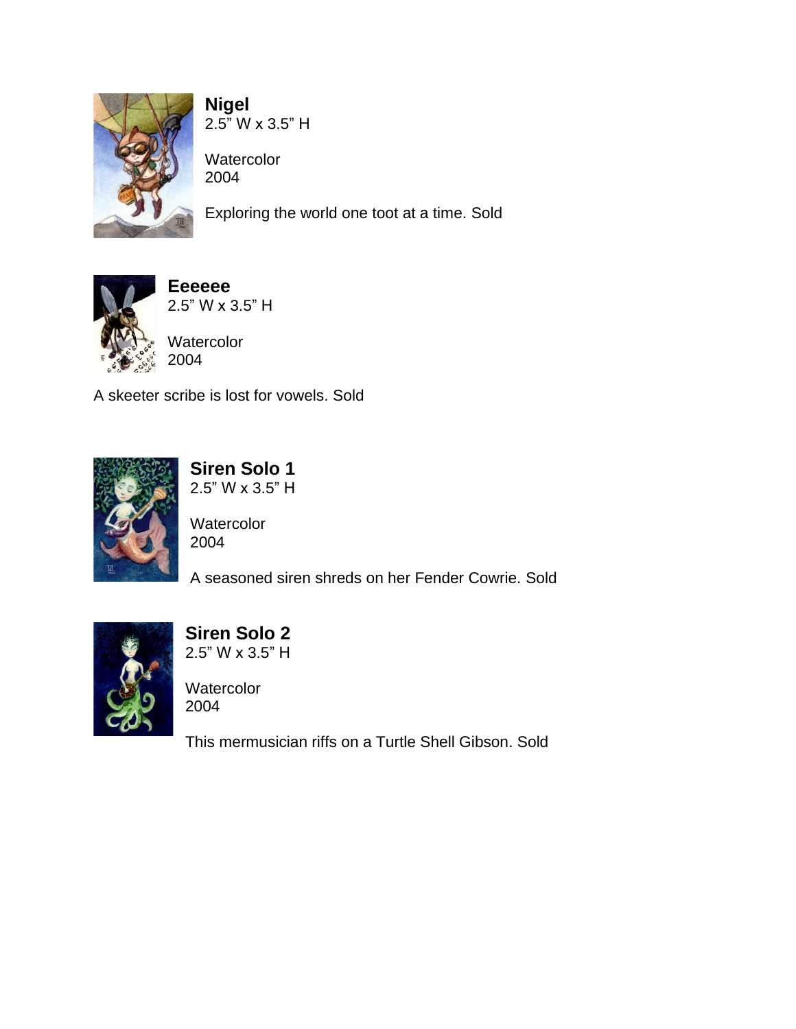**Nigel**
2.5" W x 3.5" H

Watercolor
2004

Exploring the world one toot at a time. Sold

**Eeeeee**
2.5" W x 3.5" H

Watercolor
2004

A skeeter scribe is lost for vowels. Sold

**Siren Solo 1**
2.5" W x 3.5" H

Watercolor
2004

A seasoned siren shreds on her Fender Cowrie. Sold

**Siren Solo 2**
2.5" W x 3.5" H

Watercolor
2004

This mermusician riffs on a Turtle Shell Gibson. Sold